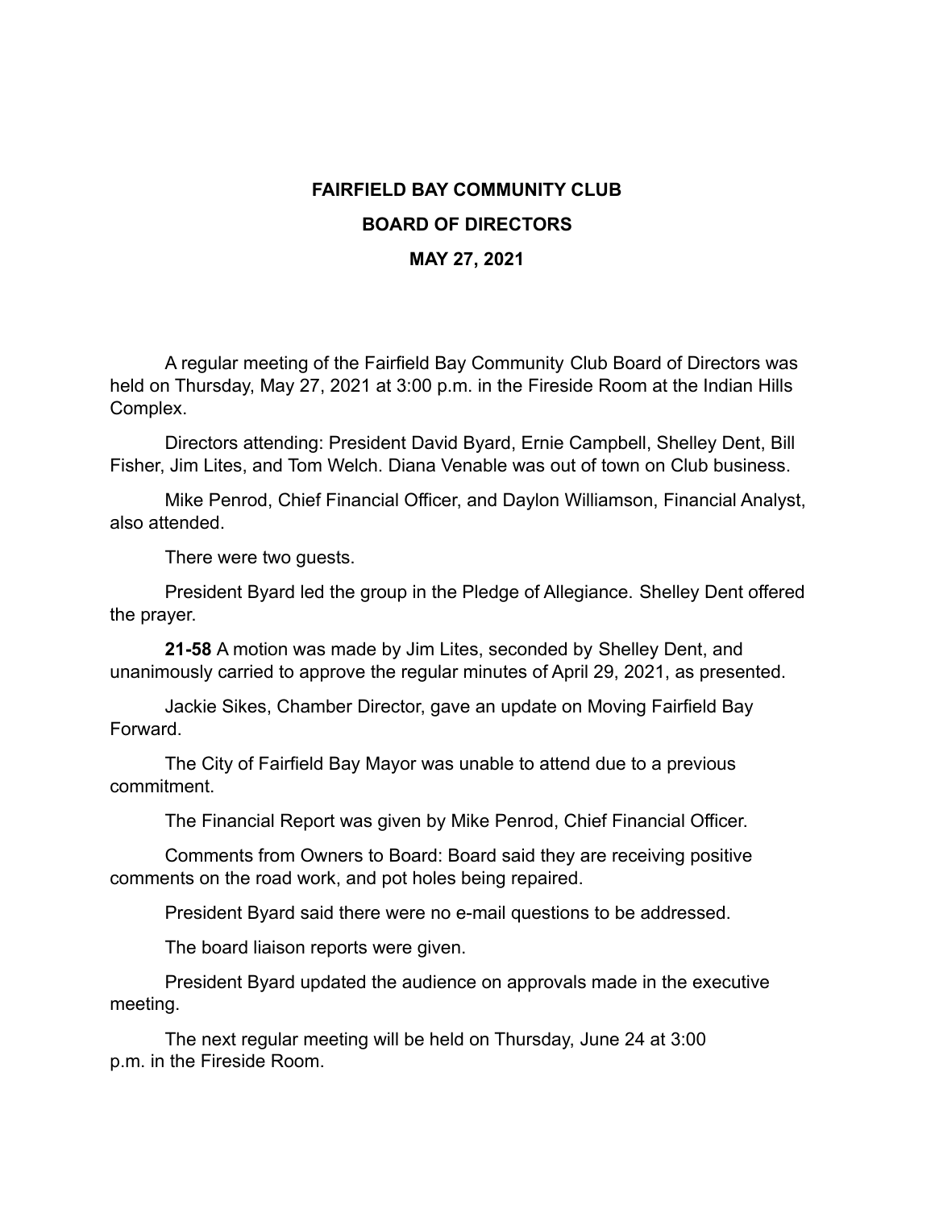# FAIRFIELD BAY COMMUNITY CLUB

## BOARD OF DIRECTORS

## MAY 27, 2021

A regular meeting of the Fairfield Bay Community Club Board of Directors was held on Thursday, May 27, 2021 at 3:00 p.m. in the Fireside Room at the Indian Hills Complex.

Directors attending: President David Byard, Ernie Campbell, Shelley Dent, Bill Fisher, Jim Lites, and Tom Welch. Diana Venable was out of town on Club business.

Mike Penrod, Chief Financial Officer, and Daylon Williamson, Financial Analyst, also attended.

There were two guests.

President Byard led the group in the Pledge of Allegiance. Shelley Dent offered the prayer.

**21-58** A motion was made by Jim Lites, seconded by Shelley Dent, and unanimously carried to approve the regular minutes of April 29, 2021, as presented.

Jackie Sikes, Chamber Director, gave an update on Moving Fairfield Bay Forward.

The City of Fairfield Bay Mayor was unable to attend due to a previous commitment.

The Financial Report was given by Mike Penrod, Chief Financial Officer.

Comments from Owners to Board: Board said they are receiving positive comments on the road work, and pot holes being repaired.

President Byard said there were no e-mail questions to be addressed.

The board liaison reports were given.

President Byard updated the audience on approvals made in the executive meeting.

The next regular meeting will be held on Thursday, June 24 at 3:00 p.m. in the Fireside Room.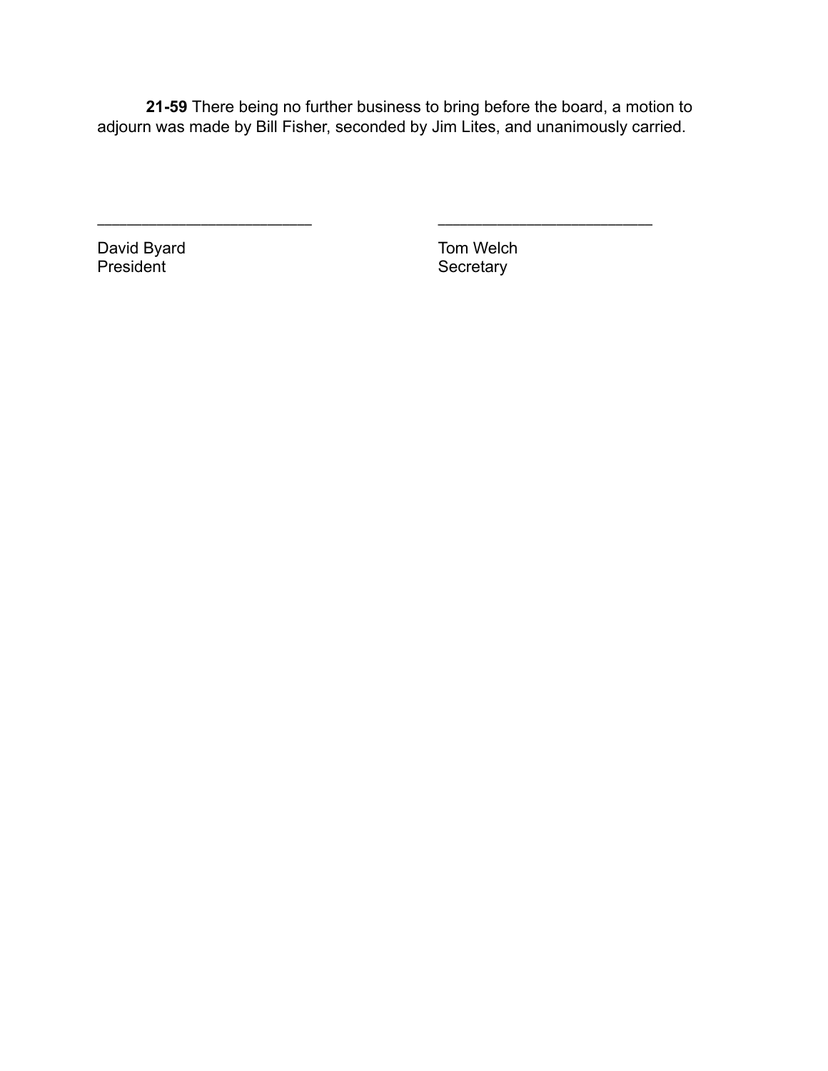**21-59** There being no further business to bring before the board, a motion to adjourn was made by Bill Fisher, seconded by Jim Lites, and unanimously carried.

| | |
|---|---|
| ________________________ | ________________________ |
| David Byard | Tom Welch |
| President | Secretary |